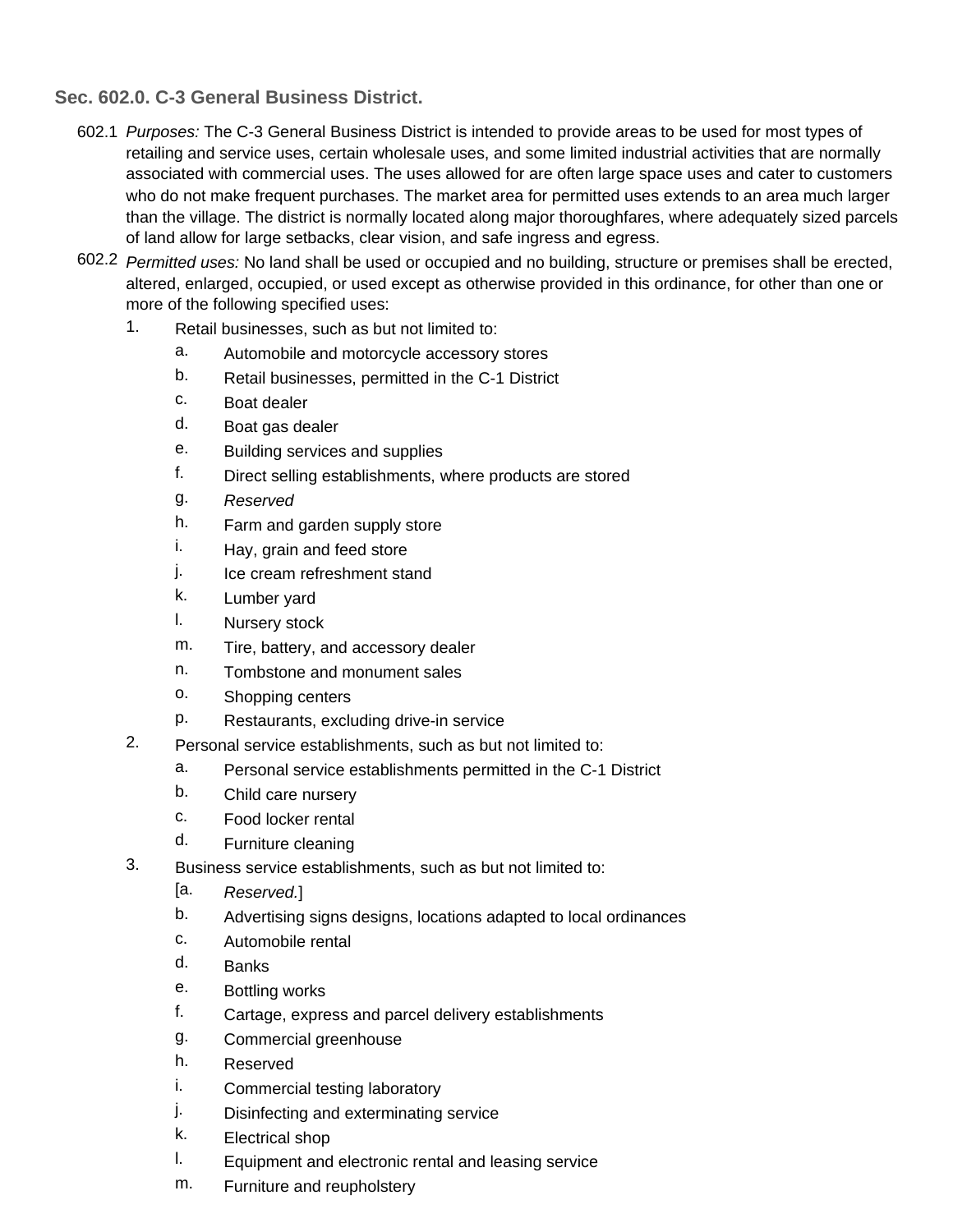### Sec. 602.0. C-3 General Business District.

602.1 *Purposes:* The C-3 General Business District is intended to provide areas to be used for most types of retailing and service uses, certain wholesale uses, and some limited industrial activities that are normally associated with commercial uses. The uses allowed for are often large space uses and cater to customers who do not make frequent purchases. The market area for permitted uses extends to an area much larger than the village. The district is normally located along major thoroughfares, where adequately sized parcels of land allow for large setbacks, clear vision, and safe ingress and egress.

602.2 *Permitted uses:* No land shall be used or occupied and no building, structure or premises shall be erected, altered, enlarged, occupied, or used except as otherwise provided in this ordinance, for other than one or more of the following specified uses:

1. Retail businesses, such as but not limited to:
   - a. Automobile and motorcycle accessory stores
   - b. Retail businesses, permitted in the C-1 District
   - c. Boat dealer
   - d. Boat gas dealer
   - e. Building services and supplies
   - f. Direct selling establishments, where products are stored
   - g. *Reserved*
   - h. Farm and garden supply store
   - i. Hay, grain and feed store
   - j. Ice cream refreshment stand
   - k. Lumber yard
   - l. Nursery stock
   - m. Tire, battery, and accessory dealer
   - n. Tombstone and monument sales
   - o. Shopping centers
   - p. Restaurants, excluding drive-in service
2. Personal service establishments, such as but not limited to:
   - a. Personal service establishments permitted in the C-1 District
   - b. Child care nursery
   - c. Food locker rental
   - d. Furniture cleaning
3. Business service establishments, such as but not limited to:
   - [a. *Reserved.*]
   - b. Advertising signs designs, locations adapted to local ordinances
   - c. Automobile rental
   - d. Banks
   - e. Bottling works
   - f. Cartage, express and parcel delivery establishments
   - g. Commercial greenhouse
   - h. Reserved
   - i. Commercial testing laboratory
   - j. Disinfecting and exterminating service
   - k. Electrical shop
   - l. Equipment and electronic rental and leasing service
   - m. Furniture and reupholstery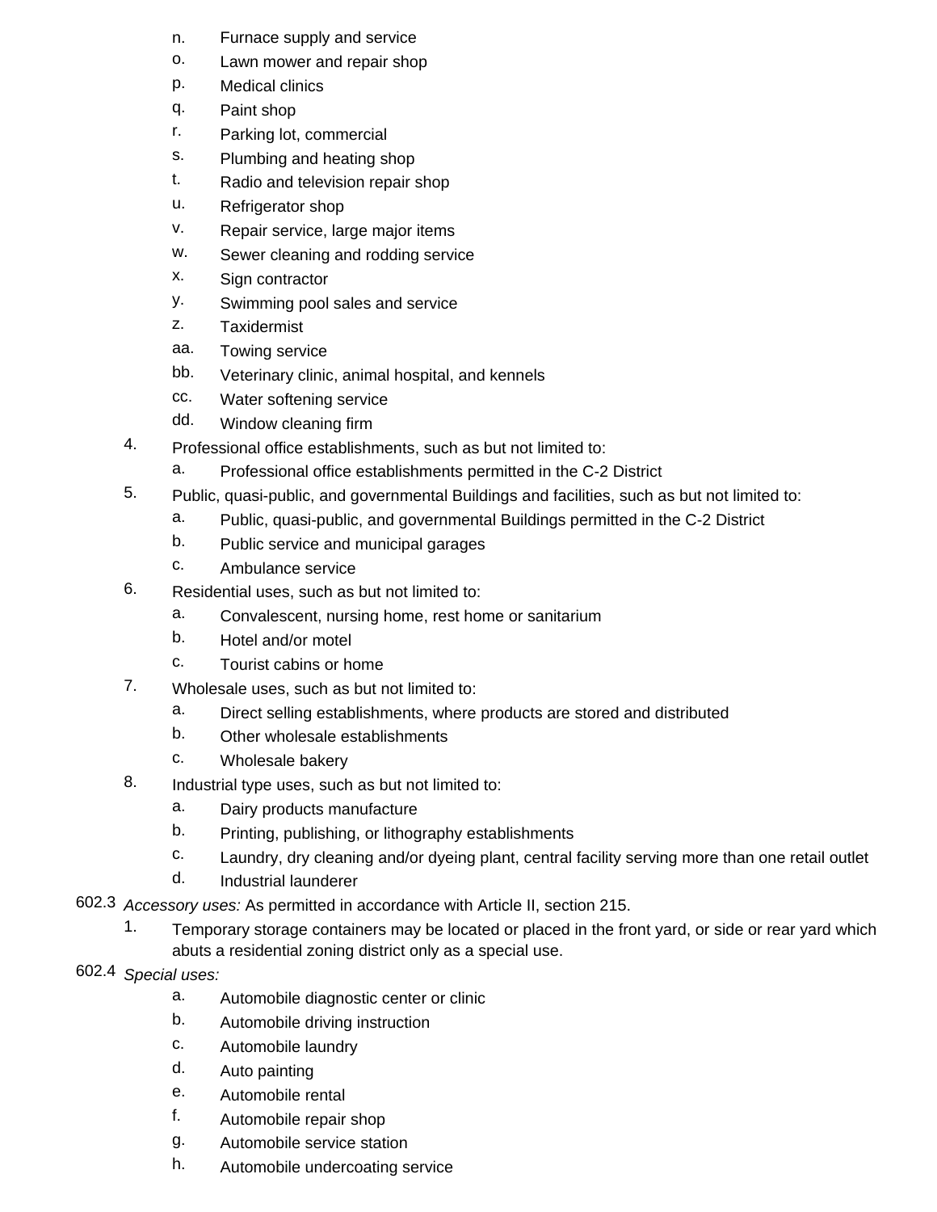n. Furnace supply and service
o. Lawn mower and repair shop
p. Medical clinics
q. Paint shop
r. Parking lot, commercial
s. Plumbing and heating shop
t. Radio and television repair shop
u. Refrigerator shop
v. Repair service, large major items
w. Sewer cleaning and rodding service
x. Sign contractor
y. Swimming pool sales and service
z. Taxidermist
aa. Towing service
bb. Veterinary clinic, animal hospital, and kennels
cc. Water softening service
dd. Window cleaning firm

4. Professional office establishments, such as but not limited to:
   a. Professional office establishments permitted in the C-2 District
5. Public, quasi-public, and governmental Buildings and facilities, such as but not limited to:
   a. Public, quasi-public, and governmental Buildings permitted in the C-2 District
   b. Public service and municipal garages
   c. Ambulance service
6. Residential uses, such as but not limited to:
   a. Convalescent, nursing home, rest home or sanitarium
   b. Hotel and/or motel
   c. Tourist cabins or home
7. Wholesale uses, such as but not limited to:
   a. Direct selling establishments, where products are stored and distributed
   b. Other wholesale establishments
   c. Wholesale bakery
8. Industrial type uses, such as but not limited to:
   a. Dairy products manufacture
   b. Printing, publishing, or lithography establishments
   c. Laundry, dry cleaning and/or dyeing plant, central facility serving more than one retail outlet
   d. Industrial launderer

602.3 *Accessory uses:* As permitted in accordance with Article II, section 215.

1. Temporary storage containers may be located or placed in the front yard, or side or rear yard which abuts a residential zoning district only as a special use.

602.4 *Special uses:*

a. Automobile diagnostic center or clinic
b. Automobile driving instruction
c. Automobile laundry
d. Auto painting
e. Automobile rental
f. Automobile repair shop
g. Automobile service station
h. Automobile undercoating service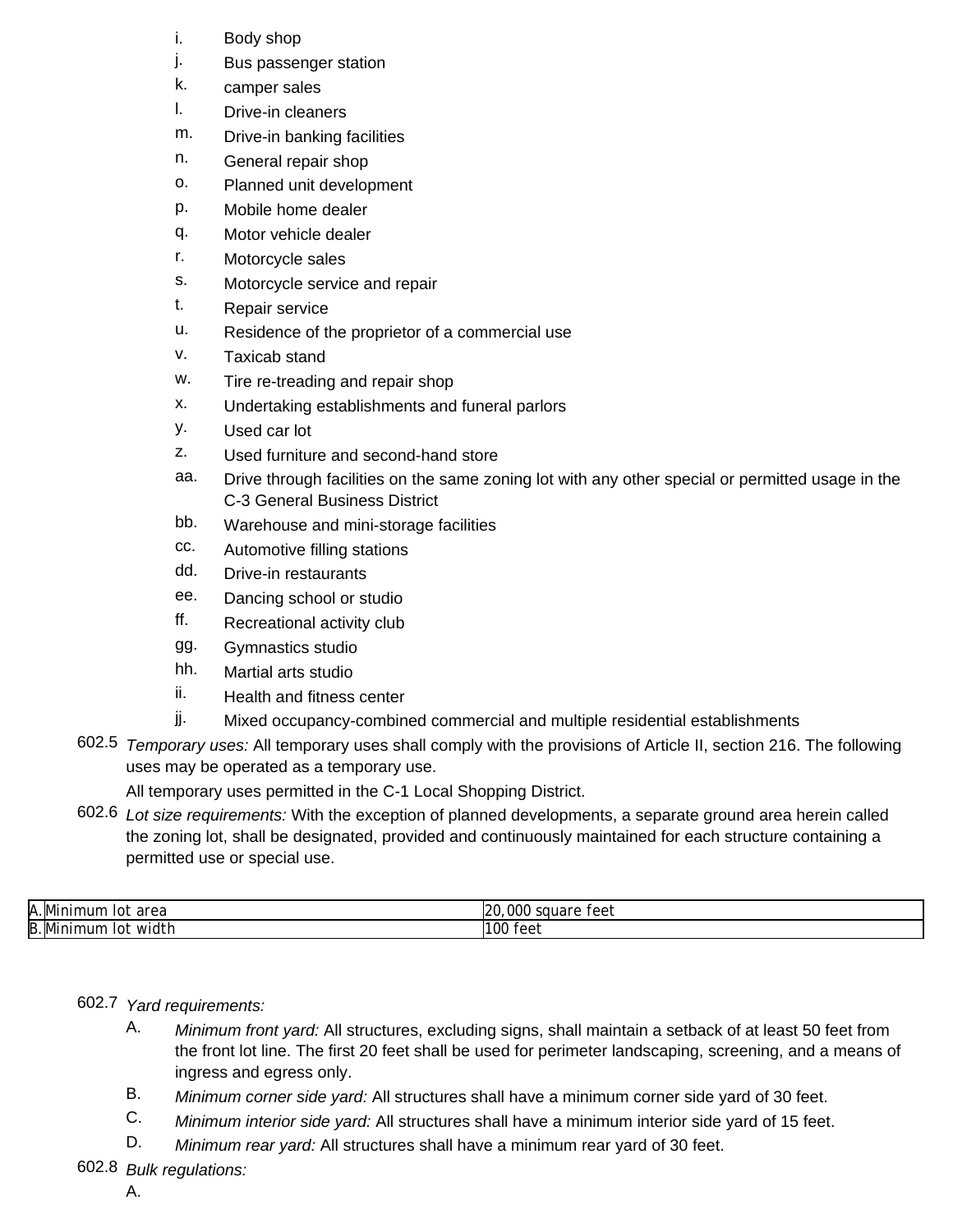i. Body shop
j. Bus passenger station
k. camper sales
l. Drive-in cleaners
m. Drive-in banking facilities
n. General repair shop
o. Planned unit development
p. Mobile home dealer
q. Motor vehicle dealer
r. Motorcycle sales
s. Motorcycle service and repair
t. Repair service
u. Residence of the proprietor of a commercial use
v. Taxicab stand
w. Tire re-treading and repair shop
x. Undertaking establishments and funeral parlors
y. Used car lot
z. Used furniture and second-hand store
aa. Drive through facilities on the same zoning lot with any other special or permitted usage in the C-3 General Business District
bb. Warehouse and mini-storage facilities
cc. Automotive filling stations
dd. Drive-in restaurants
ee. Dancing school or studio
ff. Recreational activity club
gg. Gymnastics studio
hh. Martial arts studio
ii. Health and fitness center
jj. Mixed occupancy-combined commercial and multiple residential establishments

602.5 *Temporary uses:* All temporary uses shall comply with the provisions of Article II, section 216. The following uses may be operated as a temporary use.

All temporary uses permitted in the C-1 Local Shopping District.

602.6 *Lot size requirements:* With the exception of planned developments, a separate ground area herein called the zoning lot, shall be designated, provided and continuously maintained for each structure containing a permitted use or special use.

| | | |
|---|---|---|
| A. | Minimum lot area | 20,000 square feet |
| B. | Minimum lot width | 100 feet |

602.7 *Yard requirements:*

A. *Minimum front yard:* All structures, excluding signs, shall maintain a setback of at least 50 feet from the front lot line. The first 20 feet shall be used for perimeter landscaping, screening, and a means of ingress and egress only.

B. *Minimum corner side yard:* All structures shall have a minimum corner side yard of 30 feet.

C. *Minimum interior side yard:* All structures shall have a minimum interior side yard of 15 feet.

D. *Minimum rear yard:* All structures shall have a minimum rear yard of 30 feet.

602.8 *Bulk regulations:*

A.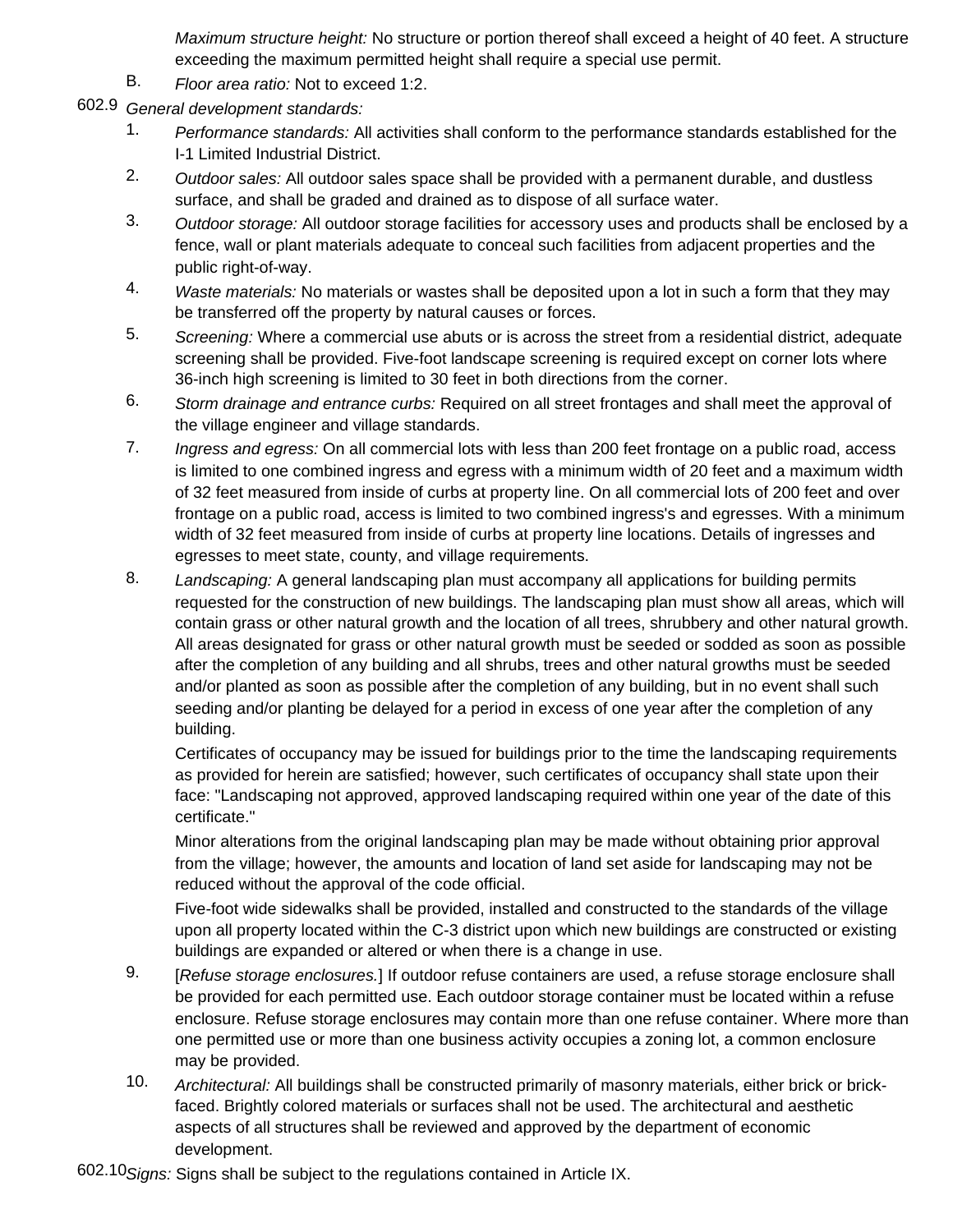*Maximum structure height:* No structure or portion thereof shall exceed a height of 40 feet. A structure exceeding the maximum permitted height shall require a special use permit.

B. *Floor area ratio:* Not to exceed 1:2.

602.9 *General development standards:*

1. *Performance standards:* All activities shall conform to the performance standards established for the I-1 Limited Industrial District.
2. *Outdoor sales:* All outdoor sales space shall be provided with a permanent durable, and dustless surface, and shall be graded and drained as to dispose of all surface water.
3. *Outdoor storage:* All outdoor storage facilities for accessory uses and products shall be enclosed by a fence, wall or plant materials adequate to conceal such facilities from adjacent properties and the public right-of-way.
4. *Waste materials:* No materials or wastes shall be deposited upon a lot in such a form that they may be transferred off the property by natural causes or forces.
5. *Screening:* Where a commercial use abuts or is across the street from a residential district, adequate screening shall be provided. Five-foot landscape screening is required except on corner lots where 36-inch high screening is limited to 30 feet in both directions from the corner.
6. *Storm drainage and entrance curbs:* Required on all street frontages and shall meet the approval of the village engineer and village standards.
7. *Ingress and egress:* On all commercial lots with less than 200 feet frontage on a public road, access is limited to one combined ingress and egress with a minimum width of 20 feet and a maximum width of 32 feet measured from inside of curbs at property line. On all commercial lots of 200 feet and over frontage on a public road, access is limited to two combined ingress's and egresses. With a minimum width of 32 feet measured from inside of curbs at property line locations. Details of ingresses and egresses to meet state, county, and village requirements.
8. *Landscaping:* A general landscaping plan must accompany all applications for building permits requested for the construction of new buildings. The landscaping plan must show all areas, which will contain grass or other natural growth and the location of all trees, shrubbery and other natural growth. All areas designated for grass or other natural growth must be seeded or sodded as soon as possible after the completion of any building and all shrubs, trees and other natural growths must be seeded and/or planted as soon as possible after the completion of any building, but in no event shall such seeding and/or planting be delayed for a period in excess of one year after the completion of any building.

   Certificates of occupancy may be issued for buildings prior to the time the landscaping requirements as provided for herein are satisfied; however, such certificates of occupancy shall state upon their face: "Landscaping not approved, approved landscaping required within one year of the date of this certificate."

   Minor alterations from the original landscaping plan may be made without obtaining prior approval from the village; however, the amounts and location of land set aside for landscaping may not be reduced without the approval of the code official.

   Five-foot wide sidewalks shall be provided, installed and constructed to the standards of the village upon all property located within the C-3 district upon which new buildings are constructed or existing buildings are expanded or altered or when there is a change in use.
9. [*Refuse storage enclosures.*] If outdoor refuse containers are used, a refuse storage enclosure shall be provided for each permitted use. Each outdoor storage container must be located within a refuse enclosure. Refuse storage enclosures may contain more than one refuse container. Where more than one permitted use or more than one business activity occupies a zoning lot, a common enclosure may be provided.
10. *Architectural:* All buildings shall be constructed primarily of masonry materials, either brick or brick-faced. Brightly colored materials or surfaces shall not be used. The architectural and aesthetic aspects of all structures shall be reviewed and approved by the department of economic development.

602.10 *Signs:* Signs shall be subject to the regulations contained in Article IX.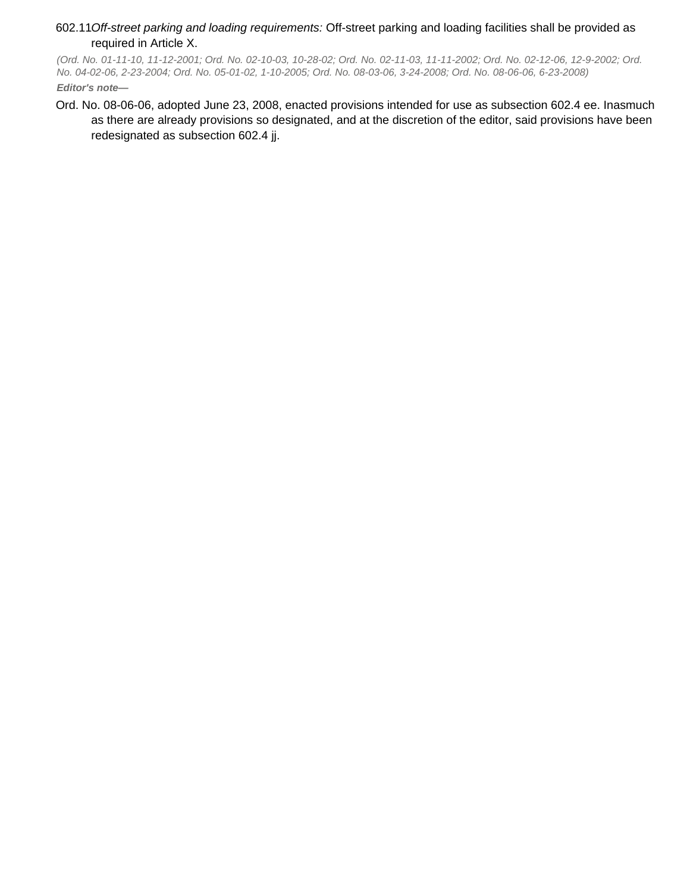602.11 *Off-street parking and loading requirements:* Off-street parking and loading facilities shall be provided as required in Article X.

*(Ord. No. 01-11-10, 11-12-2001; Ord. No. 02-10-03, 10-28-02; Ord. No. 02-11-03, 11-11-2002; Ord. No. 02-12-06, 12-9-2002; Ord. No. 04-02-06, 2-23-2004; Ord. No. 05-01-02, 1-10-2005; Ord. No. 08-03-06, 3-24-2008; Ord. No. 08-06-06, 6-23-2008)*

***Editor's note—***

Ord. No. 08-06-06, adopted June 23, 2008, enacted provisions intended for use as subsection 602.4 ee. Inasmuch as there are already provisions so designated, and at the discretion of the editor, said provisions have been redesignated as subsection 602.4 jj.